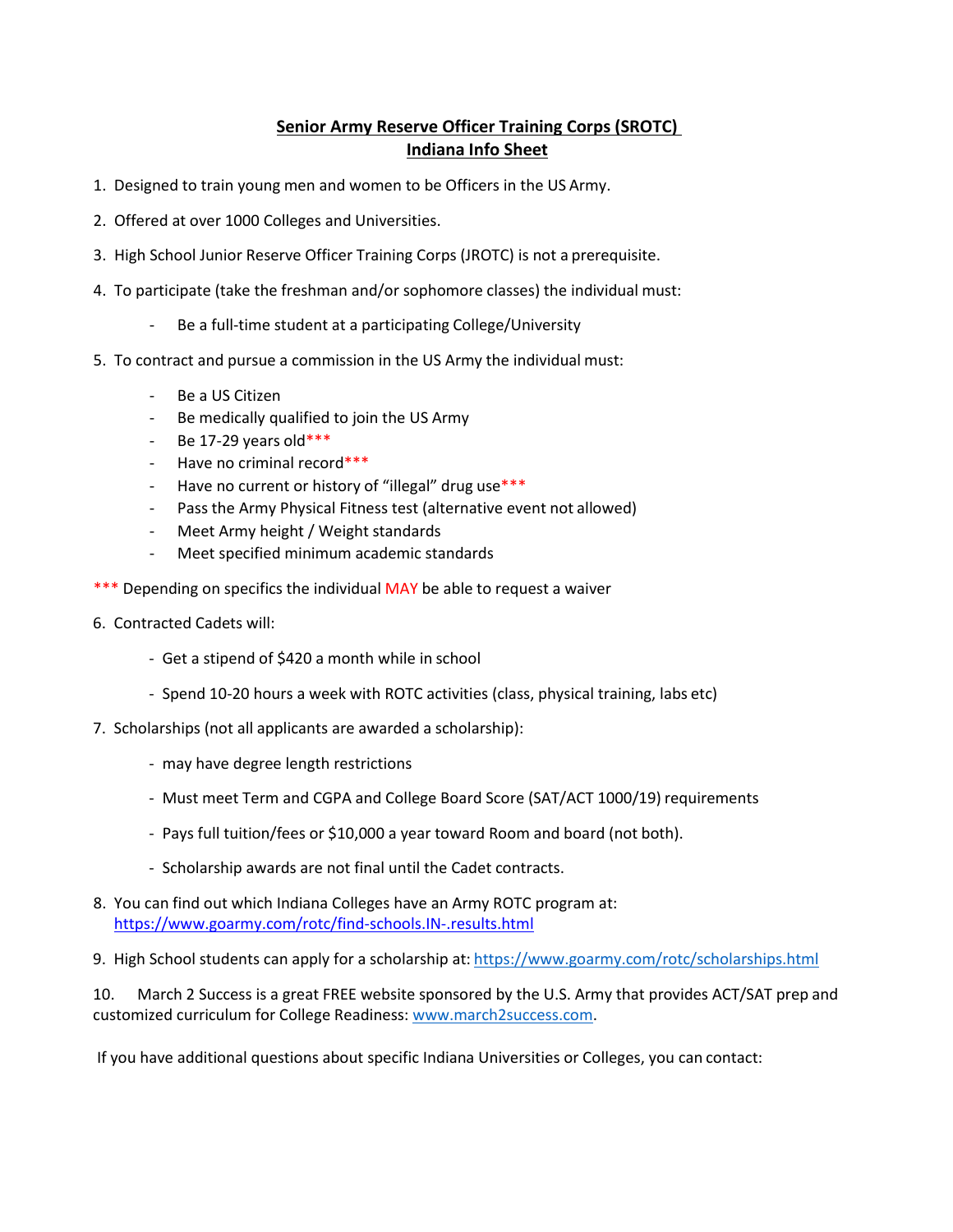# Senior Army Reserve Officer Training Corps (SROTC) Indiana Info Sheet

1. Designed to train young men and women to be Officers in the US Army.

2. Offered at over 1000 Colleges and Universities.

3. High School Junior Reserve Officer Training Corps (JROTC) is not a prerequisite.

4. To participate (take the freshman and/or sophomore classes) the individual must:

   - Be a full-time student at a participating College/University

5. To contract and pursue a commission in the US Army the individual must:

   - Be a US Citizen
   - Be medically qualified to join the US Army
   - Be 17-29 years old***
   - Have no criminal record***
   - Have no current or history of "illegal" drug use***
   - Pass the Army Physical Fitness test (alternative event not allowed)
   - Meet Army height / Weight standards
   - Meet specified minimum academic standards

*** Depending on specifics the individual MAY be able to request a waiver

6. Contracted Cadets will:

   - Get a stipend of $420 a month while in school
   - Spend 10-20 hours a week with ROTC activities (class, physical training, labs etc)

7. Scholarships (not all applicants are awarded a scholarship):

   - may have degree length restrictions
   - Must meet Term and CGPA and College Board Score (SAT/ACT 1000/19) requirements
   - Pays full tuition/fees or $10,000 a year toward Room and board (not both).
   - Scholarship awards are not final until the Cadet contracts.

8. You can find out which Indiana Colleges have an Army ROTC program at: https://www.goarmy.com/rotc/find-schools.IN-.results.html

9. High School students can apply for a scholarship at: https://www.goarmy.com/rotc/scholarships.html

10. March 2 Success is a great FREE website sponsored by the U.S. Army that provides ACT/SAT prep and customized curriculum for College Readiness: www.march2success.com.

If you have additional questions about specific Indiana Universities or Colleges, you can contact: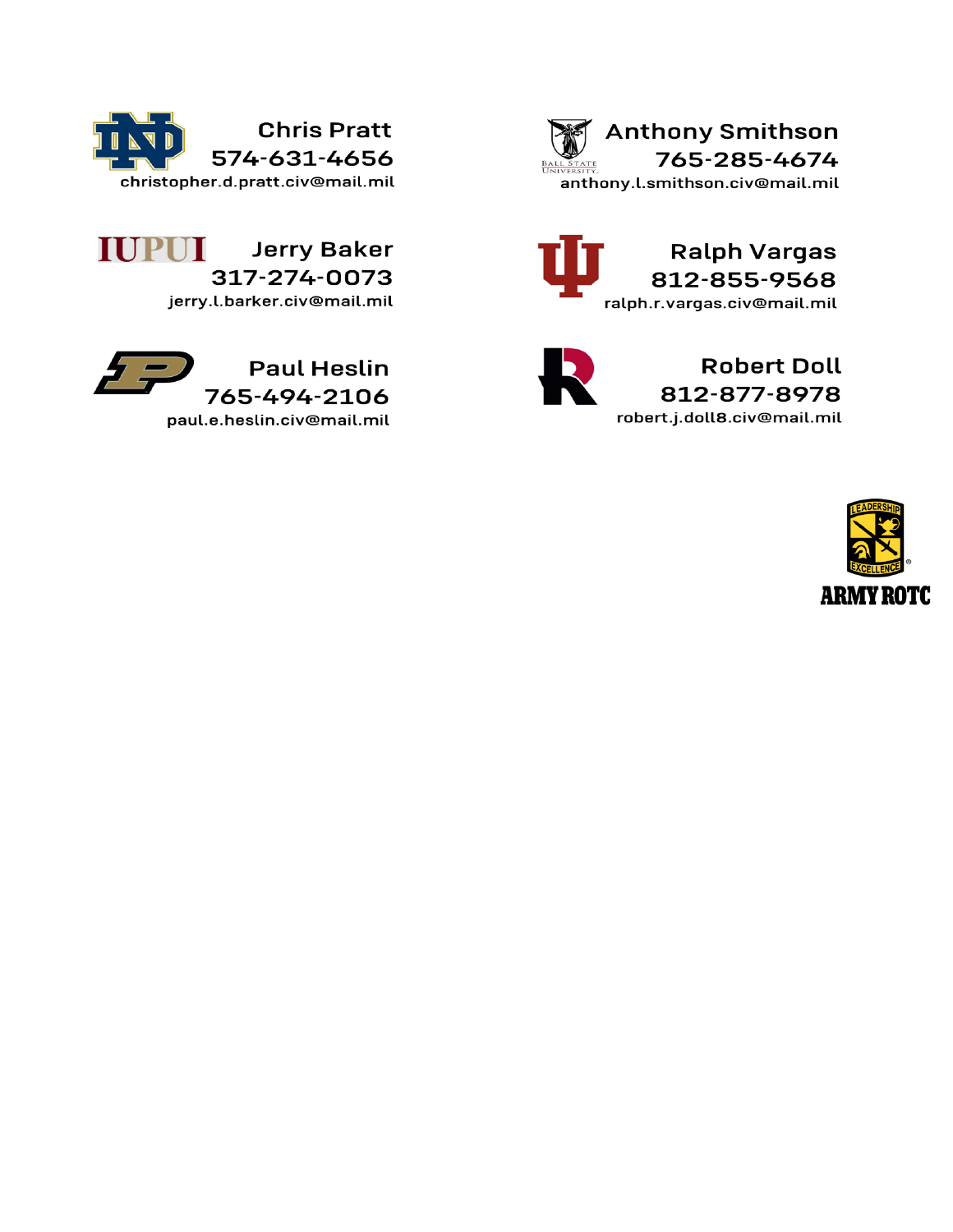Chris Pratt
574-631-4656
christopher.d.pratt.civ@mail.mil

Anthony Smithson
765-285-4674
anthony.l.smithson.civ@mail.mil

Jerry Baker
317-274-0073
jerry.l.barker.civ@mail.mil

Ralph Vargas
812-855-9568
ralph.r.vargas.civ@mail.mil

Paul Heslin
765-494-2106
paul.e.heslin.civ@mail.mil

Robert Doll
812-877-8978
robert.j.doll8.civ@mail.mil